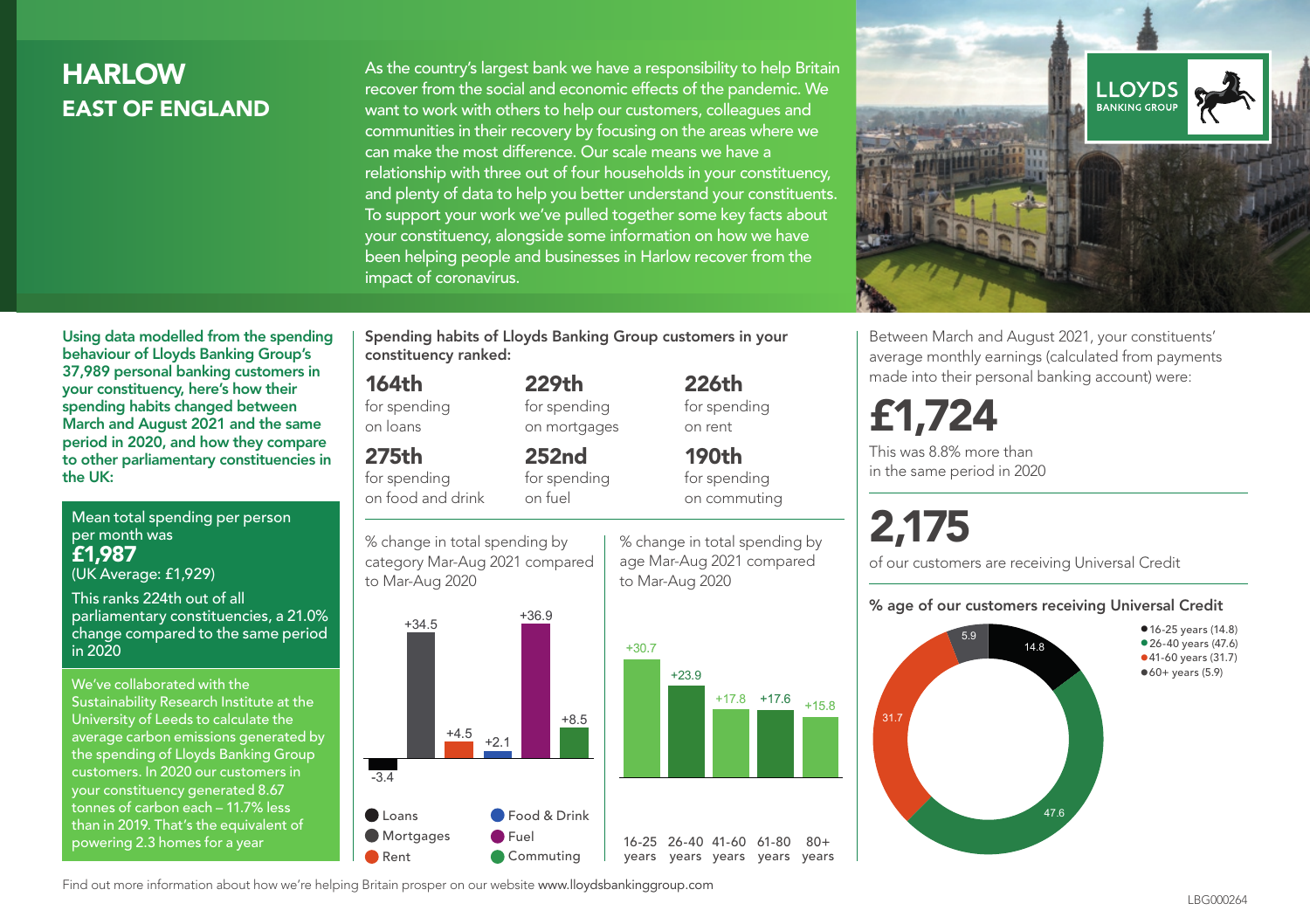# HARLOW
## EAST OF ENGLAND

As the country's largest bank we have a responsibility to help Britain recover from the social and economic effects of the pandemic. We want to work with others to help our customers, colleagues and communities in their recovery by focusing on the areas where we can make the most difference. Our scale means we have a relationship with three out of four households in your constituency, and plenty of data to help you better understand your constituents. To support your work we've pulled together some key facts about your constituency, alongside some information on how we have been helping people and businesses in Harlow recover from the impact of coronavirus.

**Using data modelled from the spending behaviour of Lloyds Banking Group's 37,989 personal banking customers in your constituency, here's how their spending habits changed between March and August 2021 and the same period in 2020, and how they compare to other parliamentary constituencies in the UK:**

Mean total spending per person per month was
**£1,987**
(UK Average: £1,929)

This ranks 224th out of all parliamentary constituencies, a 21.0% change compared to the same period in 2020

We've collaborated with the Sustainability Research Institute at the University of Leeds to calculate the average carbon emissions generated by the spending of Lloyds Banking Group customers. In 2020 our customers in your constituency generated 8.67 tonnes of carbon each – 11.7% less than in 2019. That's the equivalent of powering 2.3 homes for a year

**Spending habits of Lloyds Banking Group customers in your constituency ranked:**

- **164th** for spending on loans
- **229th** for spending on mortgages
- **226th** for spending on rent
- **275th** for spending on food and drink
- **252nd** for spending on fuel
- **190th** for spending on commuting

% change in total spending by category Mar-Aug 2021 compared to Mar-Aug 2020

| Category | % change |
|---|---|
| Loans | -3.4 |
| Mortgages | +34.5 |
| Rent | +4.5 |
| Food & Drink | +2.1 |
| Fuel | +36.9 |
| Commuting | +8.5 |

% change in total spending by age Mar-Aug 2021 compared to Mar-Aug 2020

| Age | % change |
|---|---|
| 16-25 years | +30.7 |
| 26-40 years | +23.9 |
| 41-60 years | +17.8 |
| 61-80 years | +17.6 |
| 80+ years | +15.8 |

Between March and August 2021, your constituents' average monthly earnings (calculated from payments made into their personal banking account) were:

**£1,724**

This was 8.8% more than in the same period in 2020

**2,175**

of our customers are receiving Universal Credit

**% age of our customers receiving Universal Credit**

| Age | % |
|---|---|
| 16-25 years | 14.8 |
| 26-40 years | 47.6 |
| 41-60 years | 31.7 |
| 60+ years | 5.9 |

Find out more information about how we're helping Britain prosper on our website www.lloydsbankinggroup.com

LBG000264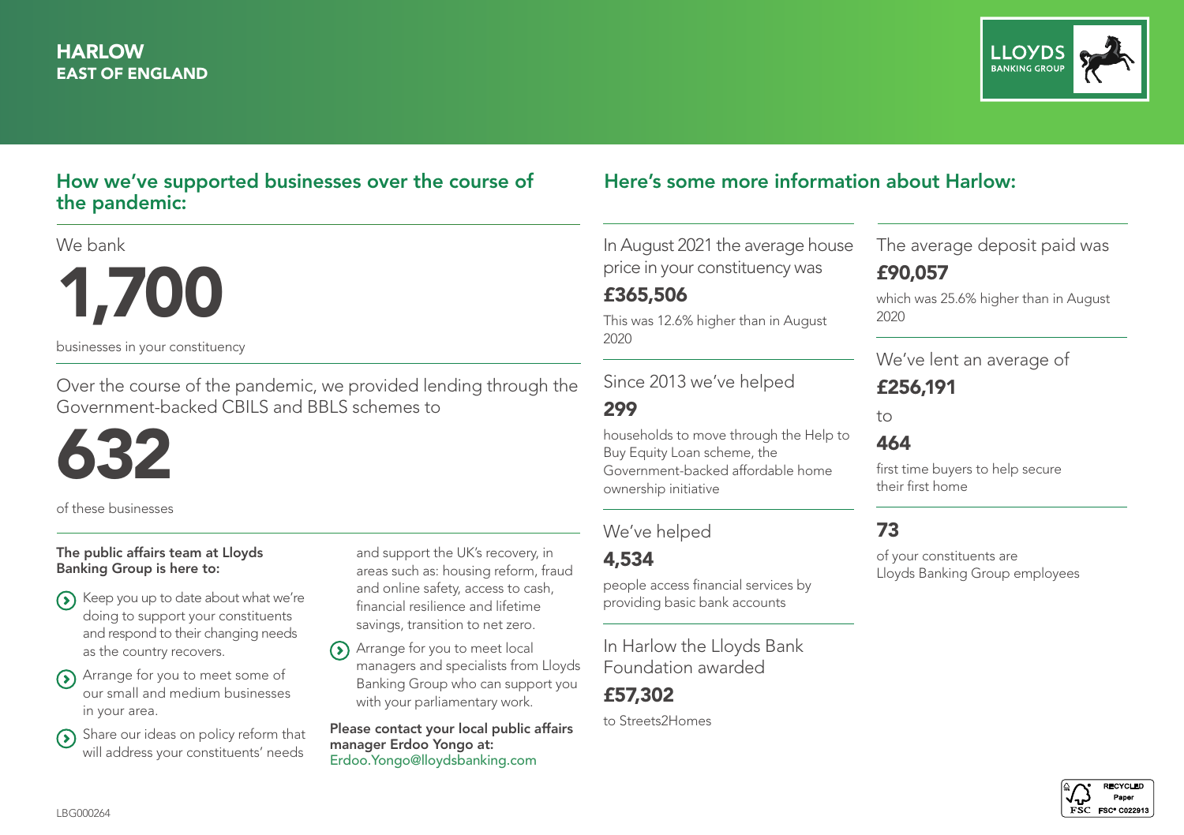**HARLOW**
**EAST OF ENGLAND**

LLOYDS BANKING GROUP

## How we've supported businesses over the course of the pandemic:

We bank

# 1,700

businesses in your constituency

Over the course of the pandemic, we provided lending through the Government-backed CBILS and BBLS schemes to

# 632

of these businesses

**The public affairs team at Lloyds Banking Group is here to:**

- Keep you up to date about what we're doing to support your constituents and respond to their changing needs as the country recovers.
- Arrange for you to meet some of our small and medium businesses in your area.
- Share our ideas on policy reform that will address your constituents' needs and support the UK's recovery, in areas such as: housing reform, fraud and online safety, access to cash, financial resilience and lifetime savings, transition to net zero.
- Arrange for you to meet local managers and specialists from Lloyds Banking Group who can support you with your parliamentary work.

**Please contact your local public affairs manager Erdoo Yongo at:**
Erdoo.Yongo@lloydsbanking.com

## Here's some more information about Harlow:

In August 2021 the average house price in your constituency was

**£365,506**

This was 12.6% higher than in August 2020

Since 2013 we've helped

**299**

households to move through the Help to Buy Equity Loan scheme, the Government-backed affordable home ownership initiative

We've helped

**4,534**

people access financial services by providing basic bank accounts

In Harlow the Lloyds Bank Foundation awarded

**£57,302**

to Streets2Homes

The average deposit paid was

**£90,057**

which was 25.6% higher than in August 2020

We've lent an average of

**£256,191**

to

**464**

first time buyers to help secure their first home

**73**

of your constituents are Lloyds Banking Group employees

LBG000264

RECYCLED Paper FSC® C022913